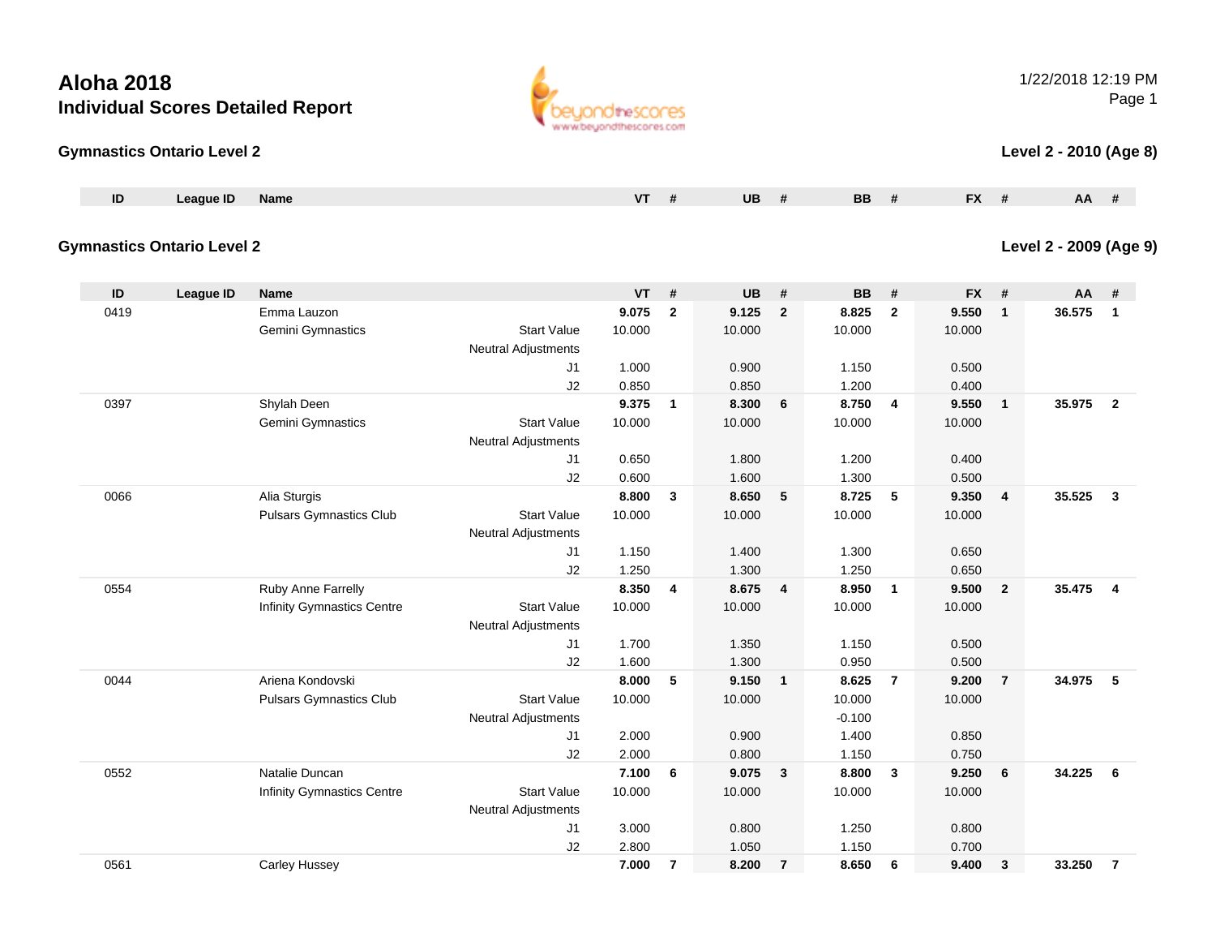# Aloha 2018

## Individual Scores Detailed Report

1/22/2018 12:19 PM

### Gymnastics Ontario Level 2

**Level 2 - 2010 (Age 8)**

| ID | League ID | Name | | VT | # | UB | # | BB | # | FX | # | AA | # |
|---|---|---|---|---|---|---|---|---|---|---|---|---|---|

### Gymnastics Ontario Level 2

**Level 2 - 2009 (Age 9)**

| ID | League ID | Name | | VT | # | UB | # | BB | # | FX | # | AA | # |
|---|---|---|---|---|---|---|---|---|---|---|---|---|---|
| 0419 | | Emma Lauzon | | **9.075** | **2** | **9.125** | **2** | **8.825** | **2** | **9.550** | **1** | **36.575** | **1** |
| | | Gemini Gymnastics | Start Value | 10.000 | | 10.000 | | 10.000 | | 10.000 | | | |
| | | | Neutral Adjustments | | | | | | | | | | |
| | | | J1 | 1.000 | | 0.900 | | 1.150 | | 0.500 | | | |
| | | | J2 | 0.850 | | 0.850 | | 1.200 | | 0.400 | | | |
| 0397 | | Shylah Deen | | **9.375** | **1** | **8.300** | **6** | **8.750** | **4** | **9.550** | **1** | **35.975** | **2** |
| | | Gemini Gymnastics | Start Value | 10.000 | | 10.000 | | 10.000 | | 10.000 | | | |
| | | | Neutral Adjustments | | | | | | | | | | |
| | | | J1 | 0.650 | | 1.800 | | 1.200 | | 0.400 | | | |
| | | | J2 | 0.600 | | 1.600 | | 1.300 | | 0.500 | | | |
| 0066 | | Alia Sturgis | | **8.800** | **3** | **8.650** | **5** | **8.725** | **5** | **9.350** | **4** | **35.525** | **3** |
| | | Pulsars Gymnastics Club | Start Value | 10.000 | | 10.000 | | 10.000 | | 10.000 | | | |
| | | | Neutral Adjustments | | | | | | | | | | |
| | | | J1 | 1.150 | | 1.400 | | 1.300 | | 0.650 | | | |
| | | | J2 | 1.250 | | 1.300 | | 1.250 | | 0.650 | | | |
| 0554 | | Ruby Anne Farrelly | | **8.350** | **4** | **8.675** | **4** | **8.950** | **1** | **9.500** | **2** | **35.475** | **4** |
| | | Infinity Gymnastics Centre | Start Value | 10.000 | | 10.000 | | 10.000 | | 10.000 | | | |
| | | | Neutral Adjustments | | | | | | | | | | |
| | | | J1 | 1.700 | | 1.350 | | 1.150 | | 0.500 | | | |
| | | | J2 | 1.600 | | 1.300 | | 0.950 | | 0.500 | | | |
| 0044 | | Ariena Kondovski | | **8.000** | **5** | **9.150** | **1** | **8.625** | **7** | **9.200** | **7** | **34.975** | **5** |
| | | Pulsars Gymnastics Club | Start Value | 10.000 | | 10.000 | | 10.000 | | 10.000 | | | |
| | | | Neutral Adjustments | | | | | -0.100 | | | | | |
| | | | J1 | 2.000 | | 0.900 | | 1.400 | | 0.850 | | | |
| | | | J2 | 2.000 | | 0.800 | | 1.150 | | 0.750 | | | |
| 0552 | | Natalie Duncan | | **7.100** | **6** | **9.075** | **3** | **8.800** | **3** | **9.250** | **6** | **34.225** | **6** |
| | | Infinity Gymnastics Centre | Start Value | 10.000 | | 10.000 | | 10.000 | | 10.000 | | | |
| | | | Neutral Adjustments | | | | | | | | | | |
| | | | J1 | 3.000 | | 0.800 | | 1.250 | | 0.800 | | | |
| | | | J2 | 2.800 | | 1.050 | | 1.150 | | 0.700 | | | |
| 0561 | | Carley Hussey | | **7.000** | **7** | **8.200** | **7** | **8.650** | **6** | **9.400** | **3** | **33.250** | **7** |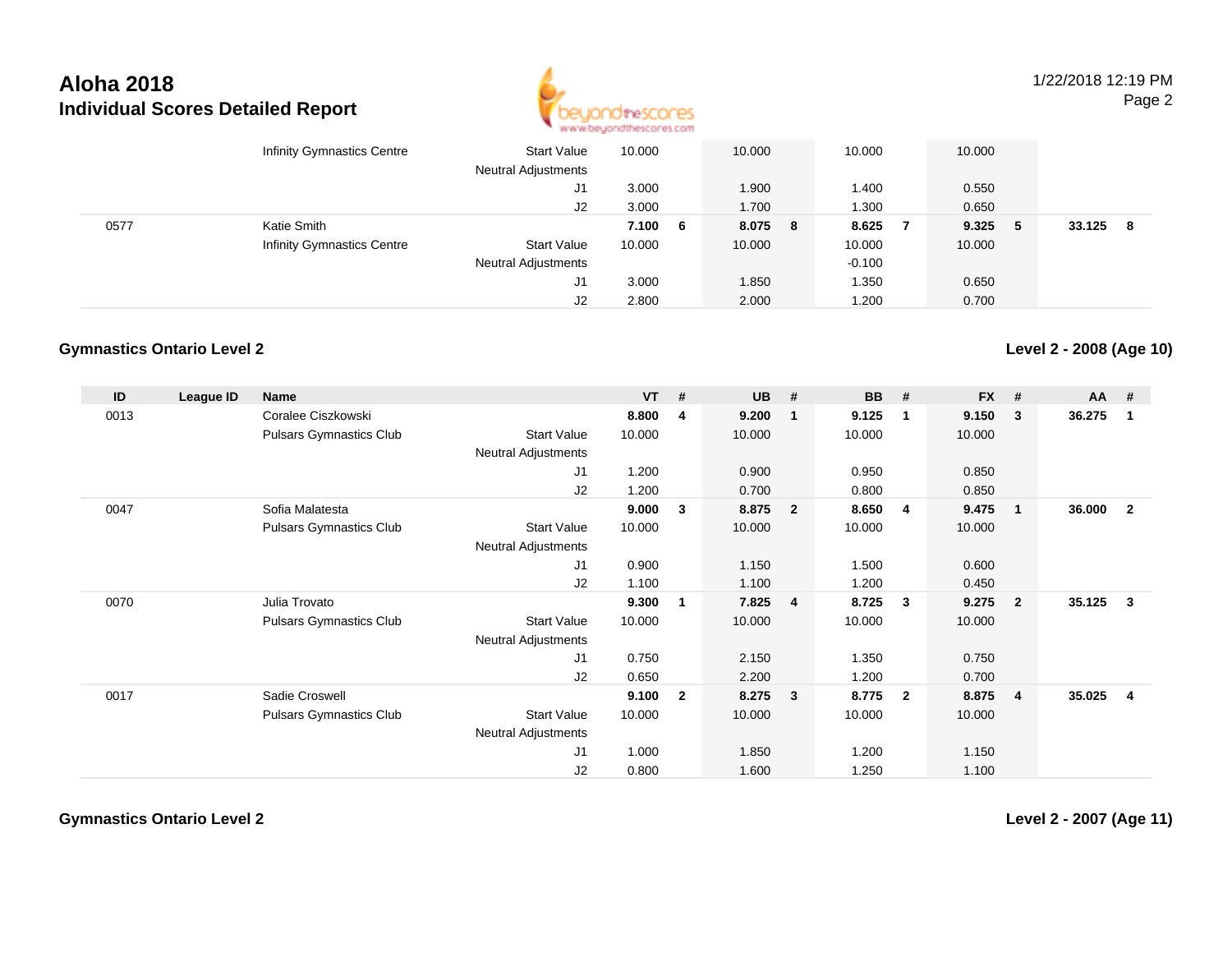# Aloha 2018
## Individual Scores Detailed Report

1/22/2018 12:19 PM

| ID | League ID | Name | | VT | # | UB | # | BB | # | FX | # | AA | # |
|---|---|---|---|---|---|---|---|---|---|---|---|---|---|
| | | Infinity Gymnastics Centre | Start Value | 10.000 | | 10.000 | | 10.000 | | 10.000 | | | |
| | | | Neutral Adjustments | | | | | | | | | | |
| | | | J1 | 3.000 | | 1.900 | | 1.400 | | 0.550 | | | |
| | | | J2 | 3.000 | | 1.700 | | 1.300 | | 0.650 | | | |
| 0577 | | Katie Smith | | **7.100** | **6** | **8.075** | **8** | **8.625** | **7** | **9.325** | **5** | **33.125** | **8** |
| | | Infinity Gymnastics Centre | Start Value | 10.000 | | 10.000 | | 10.000 | | 10.000 | | | |
| | | | Neutral Adjustments | | | | | -0.100 | | | | | |
| | | | J1 | 3.000 | | 1.850 | | 1.350 | | 0.650 | | | |
| | | | J2 | 2.800 | | 2.000 | | 1.200 | | 0.700 | | | |

### Gymnastics Ontario Level 2

**Level 2 - 2008 (Age 10)**

| ID | League ID | Name | | VT | # | UB | # | BB | # | FX | # | AA | # |
|---|---|---|---|---|---|---|---|---|---|---|---|---|---|
| 0013 | | Coralee Ciszkowski | | **8.800** | **4** | **9.200** | **1** | **9.125** | **1** | **9.150** | **3** | **36.275** | **1** |
| | | Pulsars Gymnastics Club | Start Value | 10.000 | | 10.000 | | 10.000 | | 10.000 | | | |
| | | | Neutral Adjustments | | | | | | | | | | |
| | | | J1 | 1.200 | | 0.900 | | 0.950 | | 0.850 | | | |
| | | | J2 | 1.200 | | 0.700 | | 0.800 | | 0.850 | | | |
| 0047 | | Sofia Malatesta | | **9.000** | **3** | **8.875** | **2** | **8.650** | **4** | **9.475** | **1** | **36.000** | **2** |
| | | Pulsars Gymnastics Club | Start Value | 10.000 | | 10.000 | | 10.000 | | 10.000 | | | |
| | | | Neutral Adjustments | | | | | | | | | | |
| | | | J1 | 0.900 | | 1.150 | | 1.500 | | 0.600 | | | |
| | | | J2 | 1.100 | | 1.100 | | 1.200 | | 0.450 | | | |
| 0070 | | Julia Trovato | | **9.300** | **1** | **7.825** | **4** | **8.725** | **3** | **9.275** | **2** | **35.125** | **3** |
| | | Pulsars Gymnastics Club | Start Value | 10.000 | | 10.000 | | 10.000 | | 10.000 | | | |
| | | | Neutral Adjustments | | | | | | | | | | |
| | | | J1 | 0.750 | | 2.150 | | 1.350 | | 0.750 | | | |
| | | | J2 | 0.650 | | 2.200 | | 1.200 | | 0.700 | | | |
| 0017 | | Sadie Croswell | | **9.100** | **2** | **8.275** | **3** | **8.775** | **2** | **8.875** | **4** | **35.025** | **4** |
| | | Pulsars Gymnastics Club | Start Value | 10.000 | | 10.000 | | 10.000 | | 10.000 | | | |
| | | | Neutral Adjustments | | | | | | | | | | |
| | | | J1 | 1.000 | | 1.850 | | 1.200 | | 1.150 | | | |
| | | | J2 | 0.800 | | 1.600 | | 1.250 | | 1.100 | | | |

### Gymnastics Ontario Level 2

**Level 2 - 2007 (Age 11)**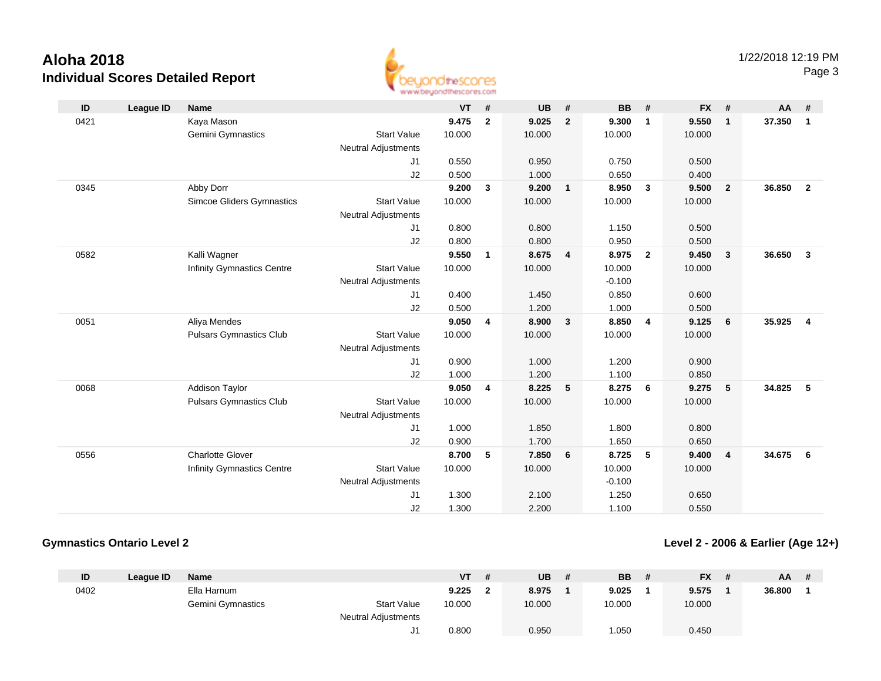## Aloha 2018
### Individual Scores Detailed Report

1/22/2018 12:19 PM

| ID | League ID | Name | | VT | # | UB | # | BB | # | FX | # | AA | # |
|---|---|---|---|---|---|---|---|---|---|---|---|---|---|
| 0421 | | Kaya Mason | | **9.475** | **2** | **9.025** | **2** | **9.300** | **1** | **9.550** | **1** | **37.350** | **1** |
| | | Gemini Gymnastics | Start Value | 10.000 | | 10.000 | | 10.000 | | 10.000 | | | |
| | | | Neutral Adjustments | | | | | | | | | | |
| | | | J1 | 0.550 | | 0.950 | | 0.750 | | 0.500 | | | |
| | | | J2 | 0.500 | | 1.000 | | 0.650 | | 0.400 | | | |
| 0345 | | Abby Dorr | | **9.200** | **3** | **9.200** | **1** | **8.950** | **3** | **9.500** | **2** | **36.850** | **2** |
| | | Simcoe Gliders Gymnastics | Start Value | 10.000 | | 10.000 | | 10.000 | | 10.000 | | | |
| | | | Neutral Adjustments | | | | | | | | | | |
| | | | J1 | 0.800 | | 0.800 | | 1.150 | | 0.500 | | | |
| | | | J2 | 0.800 | | 0.800 | | 0.950 | | 0.500 | | | |
| 0582 | | Kalli Wagner | | **9.550** | **1** | **8.675** | **4** | **8.975** | **2** | **9.450** | **3** | **36.650** | **3** |
| | | Infinity Gymnastics Centre | Start Value | 10.000 | | 10.000 | | 10.000 | | 10.000 | | | |
| | | | Neutral Adjustments | | | | | -0.100 | | | | | |
| | | | J1 | 0.400 | | 1.450 | | 0.850 | | 0.600 | | | |
| | | | J2 | 0.500 | | 1.200 | | 1.000 | | 0.500 | | | |
| 0051 | | Aliya Mendes | | **9.050** | **4** | **8.900** | **3** | **8.850** | **4** | **9.125** | **6** | **35.925** | **4** |
| | | Pulsars Gymnastics Club | Start Value | 10.000 | | 10.000 | | 10.000 | | 10.000 | | | |
| | | | Neutral Adjustments | | | | | | | | | | |
| | | | J1 | 0.900 | | 1.000 | | 1.200 | | 0.900 | | | |
| | | | J2 | 1.000 | | 1.200 | | 1.100 | | 0.850 | | | |
| 0068 | | Addison Taylor | | **9.050** | **4** | **8.225** | **5** | **8.275** | **6** | **9.275** | **5** | **34.825** | **5** |
| | | Pulsars Gymnastics Club | Start Value | 10.000 | | 10.000 | | 10.000 | | 10.000 | | | |
| | | | Neutral Adjustments | | | | | | | | | | |
| | | | J1 | 1.000 | | 1.850 | | 1.800 | | 0.800 | | | |
| | | | J2 | 0.900 | | 1.700 | | 1.650 | | 0.650 | | | |
| 0556 | | Charlotte Glover | | **8.700** | **5** | **7.850** | **6** | **8.725** | **5** | **9.400** | **4** | **34.675** | **6** |
| | | Infinity Gymnastics Centre | Start Value | 10.000 | | 10.000 | | 10.000 | | 10.000 | | | |
| | | | Neutral Adjustments | | | | | -0.100 | | | | | |
| | | | J1 | 1.300 | | 2.100 | | 1.250 | | 0.650 | | | |
| | | | J2 | 1.300 | | 2.200 | | 1.100 | | 0.550 | | | |

### Gymnastics Ontario Level 2

### Level 2 - 2006 & Earlier (Age 12+)

| ID | League ID | Name | | VT | # | UB | # | BB | # | FX | # | AA | # |
|---|---|---|---|---|---|---|---|---|---|---|---|---|---|
| 0402 | | Ella Harnum | | **9.225** | **2** | **8.975** | **1** | **9.025** | **1** | **9.575** | **1** | **36.800** | **1** |
| | | Gemini Gymnastics | Start Value | 10.000 | | 10.000 | | 10.000 | | 10.000 | | | |
| | | | Neutral Adjustments | | | | | | | | | | |
| | | | J1 | 0.800 | | 0.950 | | 1.050 | | 0.450 | | | |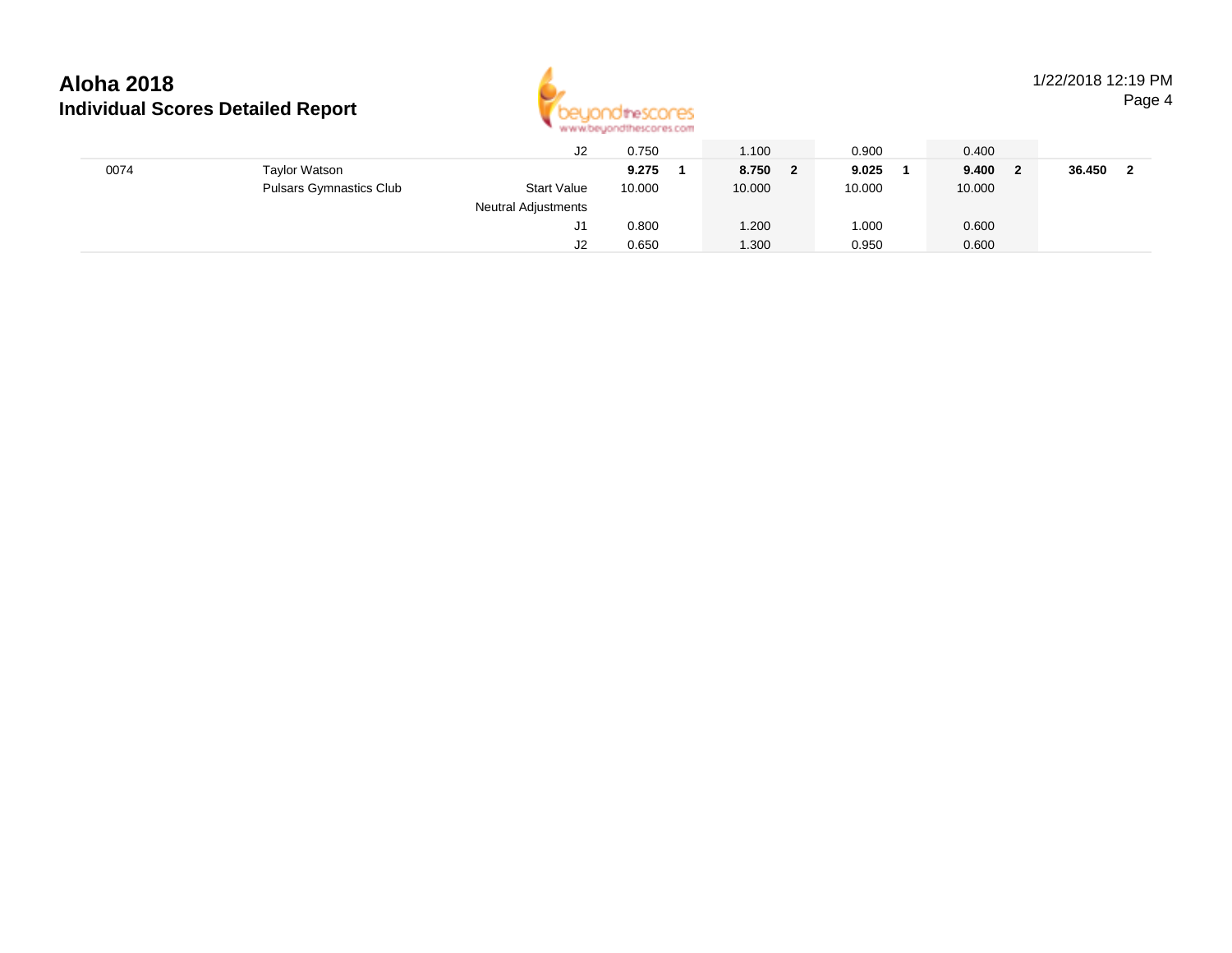# Aloha 2018

## Individual Scores Detailed Report

1/22/2018 12:19 PM

| | | | | | | | | | | | | |
|---|---|---|---|---|---|---|---|---|---|---|---|---|
| | | J2 | 0.750 | | 1.100 | | 0.900 | | 0.400 | | | |
| 0074 | Taylor Watson | | **9.275** | **1** | **8.750** | **2** | **9.025** | **1** | **9.400** | **2** | **36.450** | **2** |
| | Pulsars Gymnastics Club | Start Value | 10.000 | | 10.000 | | 10.000 | | 10.000 | | | |
| | | Neutral Adjustments | | | | | | | | | | |
| | | J1 | 0.800 | | 1.200 | | 1.000 | | 0.600 | | | |
| | | J2 | 0.650 | | 1.300 | | 0.950 | | 0.600 | | | |